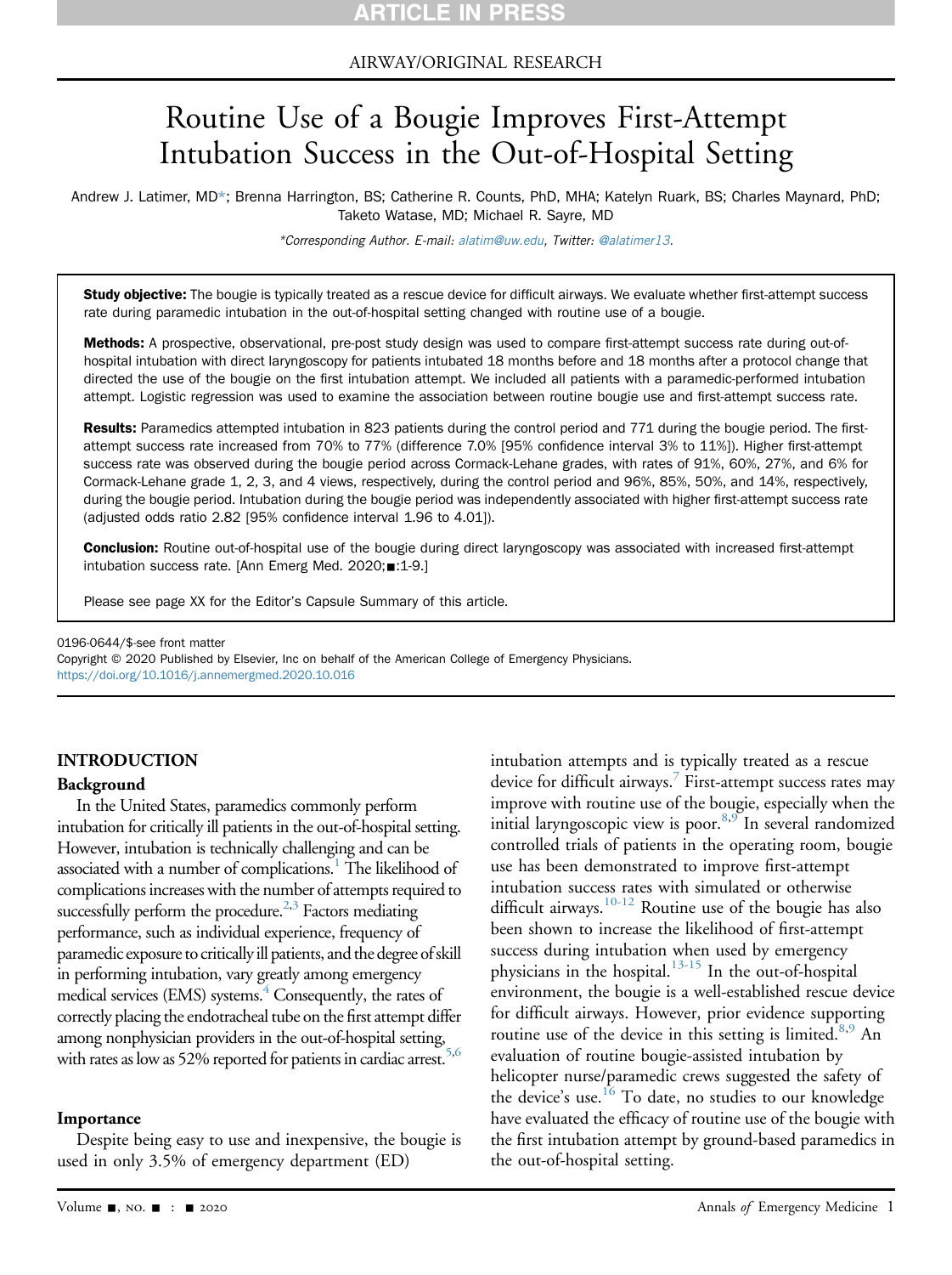AIRWAY/ORIGINAL RESEARCH

# Routine Use of a Bougie Improves First-Attempt Intubation Success in the Out-of-Hospital Setting

Andrew J. Latimer, MD*; Brenna Harrington, BS; Catherine R. Counts, PhD, MHA; Katelyn Ruark, BS; Charles Maynard, PhD; Taketo Watase, MD; Michael R. Sayre, MD

*Corresponding Author. E-mail: alatim@uw.edu, Twitter: @alatimer13.

**Study objective:** The bougie is typically treated as a rescue device for difficult airways. We evaluate whether first-attempt success rate during paramedic intubation in the out-of-hospital setting changed with routine use of a bougie.

**Methods:** A prospective, observational, pre-post study design was used to compare first-attempt success rate during out-of-hospital intubation with direct laryngoscopy for patients intubated 18 months before and 18 months after a protocol change that directed the use of the bougie on the first intubation attempt. We included all patients with a paramedic-performed intubation attempt. Logistic regression was used to examine the association between routine bougie use and first-attempt success rate.

**Results:** Paramedics attempted intubation in 823 patients during the control period and 771 during the bougie period. The first-attempt success rate increased from 70% to 77% (difference 7.0% [95% confidence interval 3% to 11%]). Higher first-attempt success rate was observed during the bougie period across Cormack-Lehane grades, with rates of 91%, 60%, 27%, and 6% for Cormack-Lehane grade 1, 2, 3, and 4 views, respectively, during the control period and 96%, 85%, 50%, and 14%, respectively, during the bougie period. Intubation during the bougie period was independently associated with higher first-attempt success rate (adjusted odds ratio 2.82 [95% confidence interval 1.96 to 4.01]).

**Conclusion:** Routine out-of-hospital use of the bougie during direct laryngoscopy was associated with increased first-attempt intubation success rate. [Ann Emerg Med. 2020;■:1-9.]

Please see page XX for the Editor's Capsule Summary of this article.

0196-0644/$-see front matter
Copyright © 2020 Published by Elsevier, Inc on behalf of the American College of Emergency Physicians.
https://doi.org/10.1016/j.annemergmed.2020.10.016

## INTRODUCTION

### Background

In the United States, paramedics commonly perform intubation for critically ill patients in the out-of-hospital setting. However, intubation is technically challenging and can be associated with a number of complications.[1] The likelihood of complications increases with the number of attempts required to successfully perform the procedure.[2,3] Factors mediating performance, such as individual experience, frequency of paramedic exposure to critically ill patients, and the degree of skill in performing intubation, vary greatly among emergency medical services (EMS) systems.[4] Consequently, the rates of correctly placing the endotracheal tube on the first attempt differ among nonphysician providers in the out-of-hospital setting, with rates as low as 52% reported for patients in cardiac arrest.[5,6]

### Importance

Despite being easy to use and inexpensive, the bougie is used in only 3.5% of emergency department (ED) intubation attempts and is typically treated as a rescue device for difficult airways.[7] First-attempt success rates may improve with routine use of the bougie, especially when the initial laryngoscopic view is poor.[8,9] In several randomized controlled trials of patients in the operating room, bougie use has been demonstrated to improve first-attempt intubation success rates with simulated or otherwise difficult airways.[10-12] Routine use of the bougie has also been shown to increase the likelihood of first-attempt success during intubation when used by emergency physicians in the hospital.[13-15] In the out-of-hospital environment, the bougie is a well-established rescue device for difficult airways. However, prior evidence supporting routine use of the device in this setting is limited.[8,9] An evaluation of routine bougie-assisted intubation by helicopter nurse/paramedic crews suggested the safety of the device's use.[16] To date, no studies to our knowledge have evaluated the efficacy of routine use of the bougie with the first intubation attempt by ground-based paramedics in the out-of-hospital setting.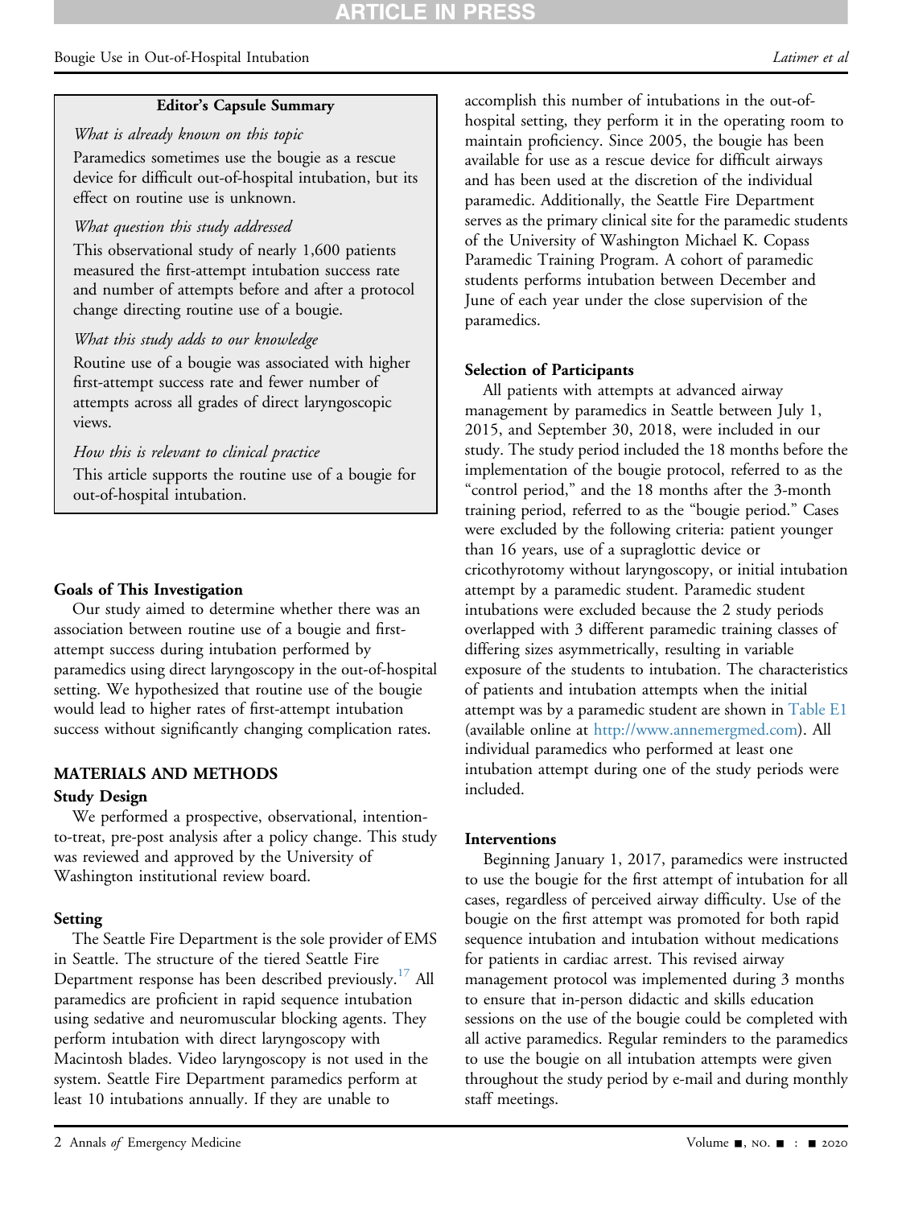**Editor's Capsule Summary**

*What is already known on this topic*

Paramedics sometimes use the bougie as a rescue device for difficult out-of-hospital intubation, but its effect on routine use is unknown.

*What question this study addressed*

This observational study of nearly 1,600 patients measured the first-attempt intubation success rate and number of attempts before and after a protocol change directing routine use of a bougie.

*What this study adds to our knowledge*

Routine use of a bougie was associated with higher first-attempt success rate and fewer number of attempts across all grades of direct laryngoscopic views.

*How this is relevant to clinical practice*

This article supports the routine use of a bougie for out-of-hospital intubation.

## Goals of This Investigation

Our study aimed to determine whether there was an association between routine use of a bougie and first-attempt success during intubation performed by paramedics using direct laryngoscopy in the out-of-hospital setting. We hypothesized that routine use of the bougie would lead to higher rates of first-attempt intubation success without significantly changing complication rates.

## MATERIALS AND METHODS

### Study Design

We performed a prospective, observational, intention-to-treat, pre-post analysis after a policy change. This study was reviewed and approved by the University of Washington institutional review board.

### Setting

The Seattle Fire Department is the sole provider of EMS in Seattle. The structure of the tiered Seattle Fire Department response has been described previously.[17] All paramedics are proficient in rapid sequence intubation using sedative and neuromuscular blocking agents. They perform intubation with direct laryngoscopy with Macintosh blades. Video laryngoscopy is not used in the system. Seattle Fire Department paramedics perform at least 10 intubations annually. If they are unable to accomplish this number of intubations in the out-of-hospital setting, they perform it in the operating room to maintain proficiency. Since 2005, the bougie has been available for use as a rescue device for difficult airways and has been used at the discretion of the individual paramedic. Additionally, the Seattle Fire Department serves as the primary clinical site for the paramedic students of the University of Washington Michael K. Copass Paramedic Training Program. A cohort of paramedic students performs intubation between December and June of each year under the close supervision of the paramedics.

### Selection of Participants

All patients with attempts at advanced airway management by paramedics in Seattle between July 1, 2015, and September 30, 2018, were included in our study. The study period included the 18 months before the implementation of the bougie protocol, referred to as the "control period," and the 18 months after the 3-month training period, referred to as the "bougie period." Cases were excluded by the following criteria: patient younger than 16 years, use of a supraglottic device or cricothyrotomy without laryngoscopy, or initial intubation attempt by a paramedic student. Paramedic student intubations were excluded because the 2 study periods overlapped with 3 different paramedic training classes of differing sizes asymmetrically, resulting in variable exposure of the students to intubation. The characteristics of patients and intubation attempts when the initial attempt was by a paramedic student are shown in Table E1 (available online at http://www.annemergmed.com). All individual paramedics who performed at least one intubation attempt during one of the study periods were included.

### Interventions

Beginning January 1, 2017, paramedics were instructed to use the bougie for the first attempt of intubation for all cases, regardless of perceived airway difficulty. Use of the bougie on the first attempt was promoted for both rapid sequence intubation and intubation without medications for patients in cardiac arrest. This revised airway management protocol was implemented during 3 months to ensure that in-person didactic and skills education sessions on the use of the bougie could be completed with all active paramedics. Regular reminders to the paramedics to use the bougie on all intubation attempts were given throughout the study period by e-mail and during monthly staff meetings.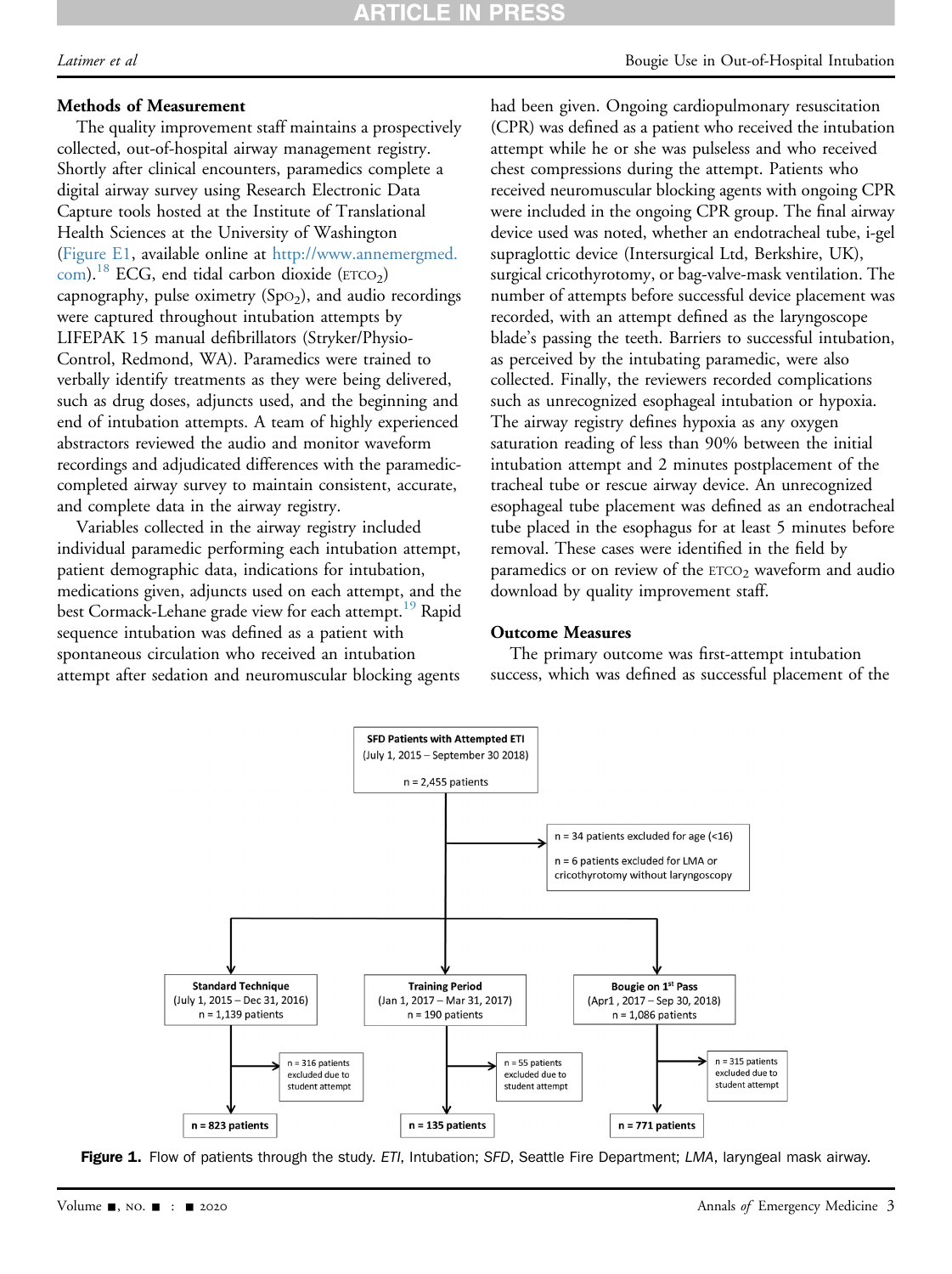### Methods of Measurement

The quality improvement staff maintains a prospectively collected, out-of-hospital airway management registry. Shortly after clinical encounters, paramedics complete a digital airway survey using Research Electronic Data Capture tools hosted at the Institute of Translational Health Sciences at the University of Washington (Figure E1, available online at http://www.annemergmed.com).[18] ECG, end tidal carbon dioxide ($ETCO_2$) capnography, pulse oximetry ($SpO_2$), and audio recordings were captured throughout intubation attempts by LIFEPAK 15 manual defibrillators (Stryker/Physio-Control, Redmond, WA). Paramedics were trained to verbally identify treatments as they were being delivered, such as drug doses, adjuncts used, and the beginning and end of intubation attempts. A team of highly experienced abstractors reviewed the audio and monitor waveform recordings and adjudicated differences with the paramedic-completed airway survey to maintain consistent, accurate, and complete data in the airway registry.

Variables collected in the airway registry included individual paramedic performing each intubation attempt, patient demographic data, indications for intubation, medications given, adjuncts used on each attempt, and the best Cormack-Lehane grade view for each attempt.[19] Rapid sequence intubation was defined as a patient with spontaneous circulation who received an intubation attempt after sedation and neuromuscular blocking agents had been given. Ongoing cardiopulmonary resuscitation (CPR) was defined as a patient who received the intubation attempt while he or she was pulseless and who received chest compressions during the attempt. Patients who received neuromuscular blocking agents with ongoing CPR were included in the ongoing CPR group. The final airway device used was noted, whether an endotracheal tube, i-gel supraglottic device (Intersurgical Ltd, Berkshire, UK), surgical cricothyrotomy, or bag-valve-mask ventilation. The number of attempts before successful device placement was recorded, with an attempt defined as the laryngoscope blade's passing the teeth. Barriers to successful intubation, as perceived by the intubating paramedic, were also collected. Finally, the reviewers recorded complications such as unrecognized esophageal intubation or hypoxia. The airway registry defines hypoxia as any oxygen saturation reading of less than 90% between the initial intubation attempt and 2 minutes postplacement of the tracheal tube or rescue airway device. An unrecognized esophageal tube placement was defined as an endotracheal tube placed in the esophagus for at least 5 minutes before removal. These cases were identified in the field by paramedics or on review of the $ETCO_2$ waveform and audio download by quality improvement staff.

### Outcome Measures

The primary outcome was first-attempt intubation success, which was defined as successful placement of the

SFD Patients with Attempted ETI (July 1, 2015 – September 30 2018) n = 2,455 patients

n = 34 patients excluded for age (<16)
n = 6 patients excluded for LMA or cricothyrotomy without laryngoscopy

Standard Technique (July 1, 2015 – Dec 31, 2016) n = 1,139 patients → n = 316 patients excluded due to student attempt → n = 823 patients

Training Period (Jan 1, 2017 – Mar 31, 2017) n = 190 patients → n = 55 patients excluded due to student attempt → n = 135 patients

Bougie on 1st Pass (Apr1 , 2017 – Sep 30, 2018) n = 1,086 patients → n = 315 patients excluded due to student attempt → n = 771 patients

**Figure 1.** Flow of patients through the study. *ETI*, Intubation; *SFD*, Seattle Fire Department; *LMA*, laryngeal mask airway.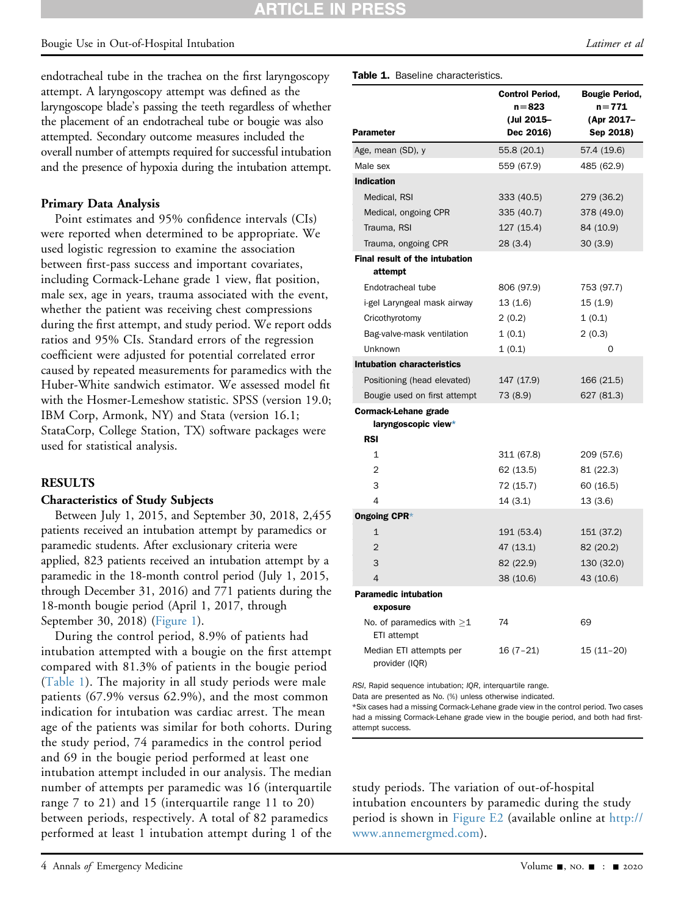endotracheal tube in the trachea on the first laryngoscopy attempt. A laryngoscopy attempt was defined as the laryngoscope blade's passing the teeth regardless of whether the placement of an endotracheal tube or bougie was also attempted. Secondary outcome measures included the overall number of attempts required for successful intubation and the presence of hypoxia during the intubation attempt.

### Primary Data Analysis

Point estimates and 95% confidence intervals (CIs) were reported when determined to be appropriate. We used logistic regression to examine the association between first-pass success and important covariates, including Cormack-Lehane grade 1 view, flat position, male sex, age in years, trauma associated with the event, whether the patient was receiving chest compressions during the first attempt, and study period. We report odds ratios and 95% CIs. Standard errors of the regression coefficient were adjusted for potential correlated error caused by repeated measurements for paramedics with the Huber-White sandwich estimator. We assessed model fit with the Hosmer-Lemeshow statistic. SPSS (version 19.0; IBM Corp, Armonk, NY) and Stata (version 16.1; StataCorp, College Station, TX) software packages were used for statistical analysis.

## RESULTS

### Characteristics of Study Subjects

Between July 1, 2015, and September 30, 2018, 2,455 patients received an intubation attempt by paramedics or paramedic students. After exclusionary criteria were applied, 823 patients received an intubation attempt by a paramedic in the 18-month control period (July 1, 2015, through December 31, 2016) and 771 patients during the 18-month bougie period (April 1, 2017, through September 30, 2018) (Figure 1).

During the control period, 8.9% of patients had intubation attempted with a bougie on the first attempt compared with 81.3% of patients in the bougie period (Table 1). The majority in all study periods were male patients (67.9% versus 62.9%), and the most common indication for intubation was cardiac arrest. The mean age of the patients was similar for both cohorts. During the study period, 74 paramedics in the control period and 69 in the bougie period performed at least one intubation attempt included in our analysis. The median number of attempts per paramedic was 16 (interquartile range 7 to 21) and 15 (interquartile range 11 to 20) between periods, respectively. A total of 82 paramedics performed at least 1 intubation attempt during 1 of the study periods. The variation of out-of-hospital intubation encounters by paramedic during the study period is shown in Figure E2 (available online at http://www.annemergmed.com).

**Table 1.** Baseline characteristics.

| Parameter | Control Period, n=823 (Jul 2015–Dec 2016) | Bougie Period, n=771 (Apr 2017–Sep 2018) |
|---|---|---|
| Age, mean (SD), y | 55.8 (20.1) | 57.4 (19.6) |
| Male sex | 559 (67.9) | 485 (62.9) |
| **Indication** | | |
| Medical, RSI | 333 (40.5) | 279 (36.2) |
| Medical, ongoing CPR | 335 (40.7) | 378 (49.0) |
| Trauma, RSI | 127 (15.4) | 84 (10.9) |
| Trauma, ongoing CPR | 28 (3.4) | 30 (3.9) |
| **Final result of the intubation attempt** | | |
| Endotracheal tube | 806 (97.9) | 753 (97.7) |
| i-gel Laryngeal mask airway | 13 (1.6) | 15 (1.9) |
| Cricothyrotomy | 2 (0.2) | 1 (0.1) |
| Bag-valve-mask ventilation | 1 (0.1) | 2 (0.3) |
| Unknown | 1 (0.1) | 0 |
| **Intubation characteristics** | | |
| Positioning (head elevated) | 147 (17.9) | 166 (21.5) |
| Bougie used on first attempt | 73 (8.9) | 627 (81.3) |
| **Cormack-Lehane grade laryngoscopic view*** | | |
| **RSI** | | |
| 1 | 311 (67.8) | 209 (57.6) |
| 2 | 62 (13.5) | 81 (22.3) |
| 3 | 72 (15.7) | 60 (16.5) |
| 4 | 14 (3.1) | 13 (3.6) |
| **Ongoing CPR*** | | |
| 1 | 191 (53.4) | 151 (37.2) |
| 2 | 47 (13.1) | 82 (20.2) |
| 3 | 82 (22.9) | 130 (32.0) |
| 4 | 38 (10.6) | 43 (10.6) |
| **Paramedic intubation exposure** | | |
| No. of paramedics with ≥1 ETI attempt | 74 | 69 |
| Median ETI attempts per provider (IQR) | 16 (7–21) | 15 (11–20) |

RSI, Rapid sequence intubation; IQR, interquartile range.
Data are presented as No. (%) unless otherwise indicated.
*Six cases had a missing Cormack-Lehane grade view in the control period. Two cases had a missing Cormack-Lehane grade view in the bougie period, and both had first-attempt success.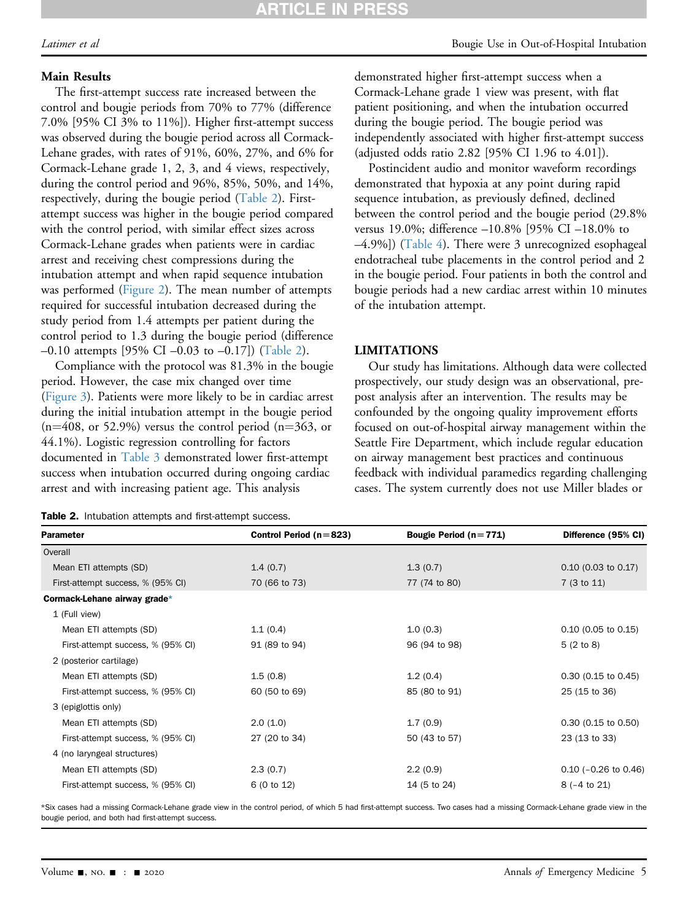### Main Results

The first-attempt success rate increased between the control and bougie periods from 70% to 77% (difference 7.0% [95% CI 3% to 11%]). Higher first-attempt success was observed during the bougie period across all Cormack-Lehane grades, with rates of 91%, 60%, 27%, and 6% for Cormack-Lehane grade 1, 2, 3, and 4 views, respectively, during the control period and 96%, 85%, 50%, and 14%, respectively, during the bougie period (Table 2). First-attempt success was higher in the bougie period compared with the control period, with similar effect sizes across Cormack-Lehane grades when patients were in cardiac arrest and receiving chest compressions during the intubation attempt and when rapid sequence intubation was performed (Figure 2). The mean number of attempts required for successful intubation decreased during the study period from 1.4 attempts per patient during the control period to 1.3 during the bougie period (difference –0.10 attempts [95% CI –0.03 to –0.17]) (Table 2).

Compliance with the protocol was 81.3% in the bougie period. However, the case mix changed over time (Figure 3). Patients were more likely to be in cardiac arrest during the initial intubation attempt in the bougie period (n=408, or 52.9%) versus the control period (n=363, or 44.1%). Logistic regression controlling for factors documented in Table 3 demonstrated lower first-attempt success when intubation occurred during ongoing cardiac arrest and with increasing patient age. This analysis demonstrated higher first-attempt success when a Cormack-Lehane grade 1 view was present, with flat patient positioning, and when the intubation occurred during the bougie period. The bougie period was independently associated with higher first-attempt success (adjusted odds ratio 2.82 [95% CI 1.96 to 4.01]).

Postincident audio and monitor waveform recordings demonstrated that hypoxia at any point during rapid sequence intubation, as previously defined, declined between the control period and the bougie period (29.8% versus 19.0%; difference –10.8% [95% CI –18.0% to –4.9%]) (Table 4). There were 3 unrecognized esophageal endotracheal tube placements in the control period and 2 in the bougie period. Four patients in both the control and bougie periods had a new cardiac arrest within 10 minutes of the intubation attempt.

## LIMITATIONS

Our study has limitations. Although data were collected prospectively, our study design was an observational, pre-post analysis after an intervention. The results may be confounded by the ongoing quality improvement efforts focused on out-of-hospital airway management within the Seattle Fire Department, which include regular education on airway management best practices and continuous feedback with individual paramedics regarding challenging cases. The system currently does not use Miller blades or

**Table 2.** Intubation attempts and first-attempt success.

| Parameter | Control Period (n=823) | Bougie Period (n=771) | Difference (95% CI) |
|---|---|---|---|
| Overall | | | |
| Mean ETI attempts (SD) | 1.4 (0.7) | 1.3 (0.7) | 0.10 (0.03 to 0.17) |
| First-attempt success, % (95% CI) | 70 (66 to 73) | 77 (74 to 80) | 7 (3 to 11) |
| **Cormack-Lehane airway grade*** | | | |
| 1 (Full view) | | | |
| Mean ETI attempts (SD) | 1.1 (0.4) | 1.0 (0.3) | 0.10 (0.05 to 0.15) |
| First-attempt success, % (95% CI) | 91 (89 to 94) | 96 (94 to 98) | 5 (2 to 8) |
| 2 (posterior cartilage) | | | |
| Mean ETI attempts (SD) | 1.5 (0.8) | 1.2 (0.4) | 0.30 (0.15 to 0.45) |
| First-attempt success, % (95% CI) | 60 (50 to 69) | 85 (80 to 91) | 25 (15 to 36) |
| 3 (epiglottis only) | | | |
| Mean ETI attempts (SD) | 2.0 (1.0) | 1.7 (0.9) | 0.30 (0.15 to 0.50) |
| First-attempt success, % (95% CI) | 27 (20 to 34) | 50 (43 to 57) | 23 (13 to 33) |
| 4 (no laryngeal structures) | | | |
| Mean ETI attempts (SD) | 2.3 (0.7) | 2.2 (0.9) | 0.10 (–0.26 to 0.46) |
| First-attempt success, % (95% CI) | 6 (0 to 12) | 14 (5 to 24) | 8 (–4 to 21) |

*Six cases had a missing Cormack-Lehane grade view in the control period, of which 5 had first-attempt success. Two cases had a missing Cormack-Lehane grade view in the bougie period, and both had first-attempt success.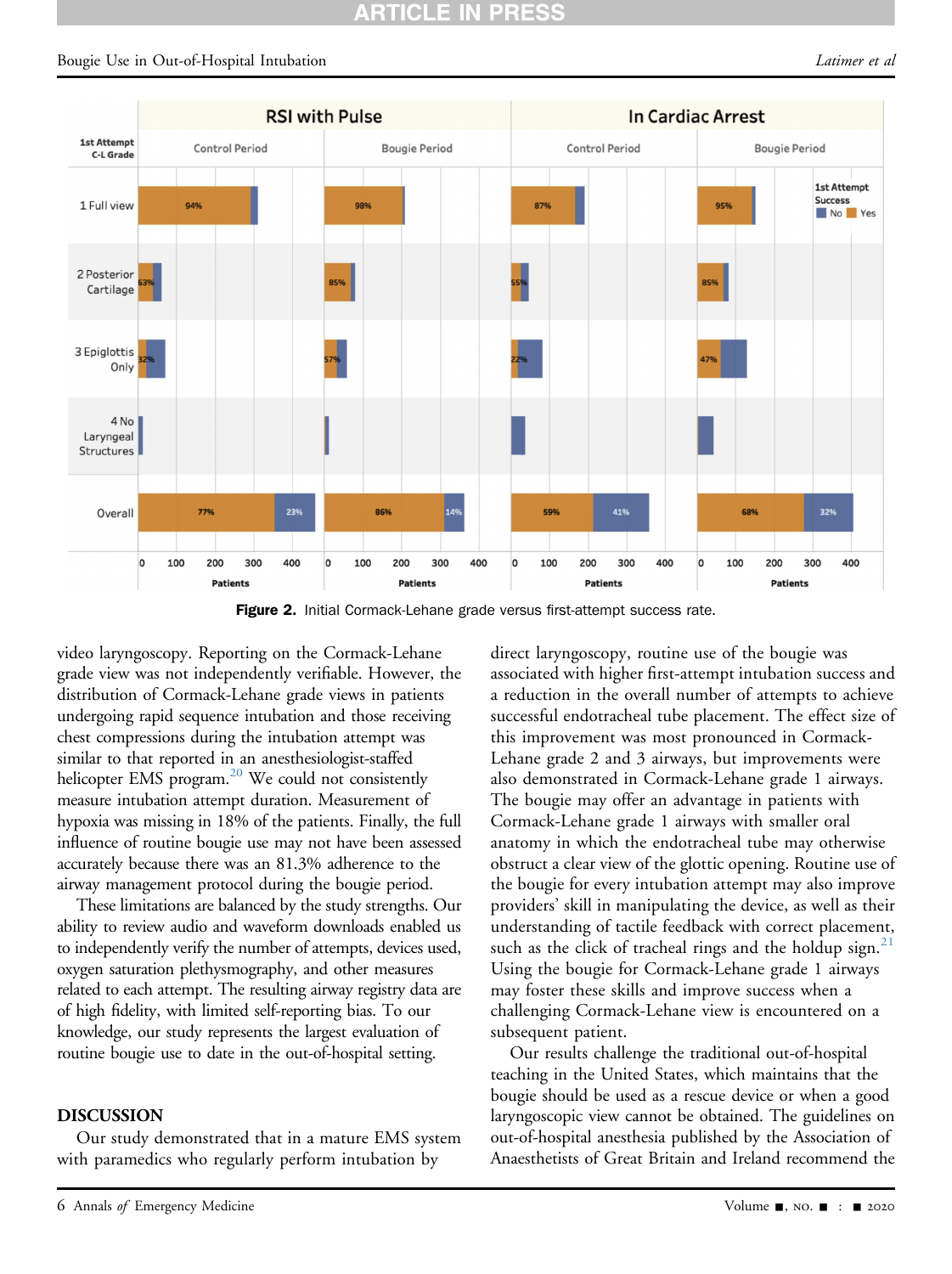**Figure 2.** Initial Cormack-Lehane grade versus first-attempt success rate.

video laryngoscopy. Reporting on the Cormack-Lehane grade view was not independently verifiable. However, the distribution of Cormack-Lehane grade views in patients undergoing rapid sequence intubation and those receiving chest compressions during the intubation attempt was similar to that reported in an anesthesiologist-staffed helicopter EMS program.[20] We could not consistently measure intubation attempt duration. Measurement of hypoxia was missing in 18% of the patients. Finally, the full influence of routine bougie use may not have been assessed accurately because there was an 81.3% adherence to the airway management protocol during the bougie period.

These limitations are balanced by the study strengths. Our ability to review audio and waveform downloads enabled us to independently verify the number of attempts, devices used, oxygen saturation plethysmography, and other measures related to each attempt. The resulting airway registry data are of high fidelity, with limited self-reporting bias. To our knowledge, our study represents the largest evaluation of routine bougie use to date in the out-of-hospital setting.

## DISCUSSION

Our study demonstrated that in a mature EMS system with paramedics who regularly perform intubation by direct laryngoscopy, routine use of the bougie was associated with higher first-attempt intubation success and a reduction in the overall number of attempts to achieve successful endotracheal tube placement. The effect size of this improvement was most pronounced in Cormack-Lehane grade 2 and 3 airways, but improvements were also demonstrated in Cormack-Lehane grade 1 airways. The bougie may offer an advantage in patients with Cormack-Lehane grade 1 airways with smaller oral anatomy in which the endotracheal tube may otherwise obstruct a clear view of the glottic opening. Routine use of the bougie for every intubation attempt may also improve providers' skill in manipulating the device, as well as their understanding of tactile feedback with correct placement, such as the click of tracheal rings and the holdup sign.[21] Using the bougie for Cormack-Lehane grade 1 airways may foster these skills and improve success when a challenging Cormack-Lehane view is encountered on a subsequent patient.

Our results challenge the traditional out-of-hospital teaching in the United States, which maintains that the bougie should be used as a rescue device or when a good laryngoscopic view cannot be obtained. The guidelines on out-of-hospital anesthesia published by the Association of Anaesthetists of Great Britain and Ireland recommend the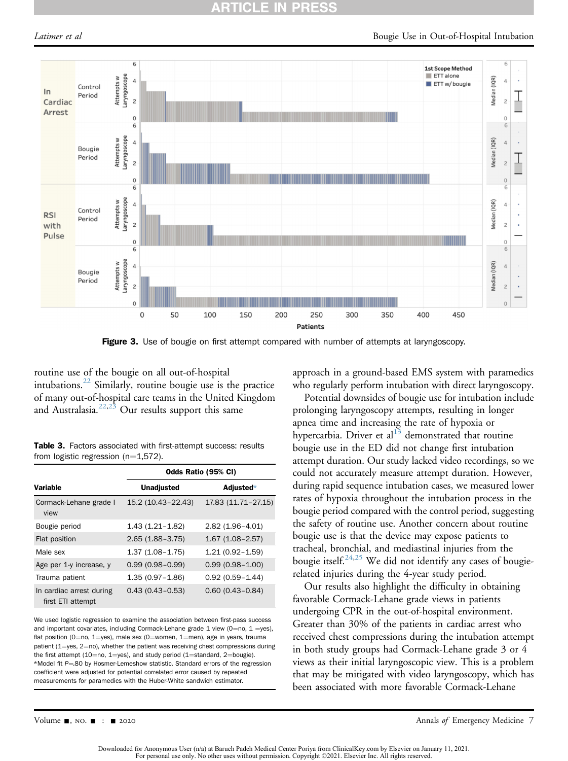Figure 3. Use of bougie on first attempt compared with number of attempts at laryngoscopy.

routine use of the bougie on all out-of-hospital intubations.[22] Similarly, routine bougie use is the practice of many out-of-hospital care teams in the United Kingdom and Australasia.[22,23] Our results support this same approach in a ground-based EMS system with paramedics who regularly perform intubation with direct laryngoscopy.

Potential downsides of bougie use for intubation include prolonging laryngoscopy attempts, resulting in longer apnea time and increasing the rate of hypoxia or hypercarbia. Driver et al[13] demonstrated that routine bougie use in the ED did not change first intubation attempt duration. Our study lacked video recordings, so we could not accurately measure attempt duration. However, during rapid sequence intubation cases, we measured lower rates of hypoxia throughout the intubation process in the bougie period compared with the control period, suggesting the safety of routine use. Another concern about routine bougie use is that the device may expose patients to tracheal, bronchial, and mediastinal injuries from the bougie itself.[24,25] We did not identify any cases of bougie-related injuries during the 4-year study period.

Our results also highlight the difficulty in obtaining favorable Cormack-Lehane grade views in patients undergoing CPR in the out-of-hospital environment. Greater than 30% of the patients in cardiac arrest who received chest compressions during the intubation attempt in both study groups had Cormack-Lehane grade 3 or 4 views as their initial laryngoscopic view. This is a problem that may be mitigated with video laryngoscopy, which has been associated with more favorable Cormack-Lehane

**Table 3.** Factors associated with first-attempt success: results from logistic regression (n=1,572).

| | Odds Ratio (95% CI) | |
|---|---|---|
| **Variable** | **Unadjusted** | **Adjusted*** |
| Cormack-Lehane grade I view | 15.2 (10.43–22.43) | 17.83 (11.71–27.15) |
| Bougie period | 1.43 (1.21–1.82) | 2.82 (1.96–4.01) |
| Flat position | 2.65 (1.88–3.75) | 1.67 (1.08–2.57) |
| Male sex | 1.37 (1.08–1.75) | 1.21 (0.92–1.59) |
| Age per 1-y increase, y | 0.99 (0.98–0.99) | 0.99 (0.98–1.00) |
| Trauma patient | 1.35 (0.97–1.86) | 0.92 (0.59–1.44) |
| In cardiac arrest during first ETI attempt | 0.43 (0.43–0.53) | 0.60 (0.43–0.84) |

We used logistic regression to examine the association between first-pass success and important covariates, including Cormack-Lehane grade 1 view (0=no, 1 =yes), flat position (0=no, 1=yes), male sex (0=women, 1=men), age in years, trauma patient (1=yes, 2=no), whether the patient was receiving chest compressions during the first attempt (10=no, 1=yes), and study period (1=standard, 2=bougie).
*Model fit $P$=.80 by Hosmer-Lemeshow statistic. Standard errors of the regression coefficient were adjusted for potential correlated error caused by repeated measurements for paramedics with the Huber-White sandwich estimator.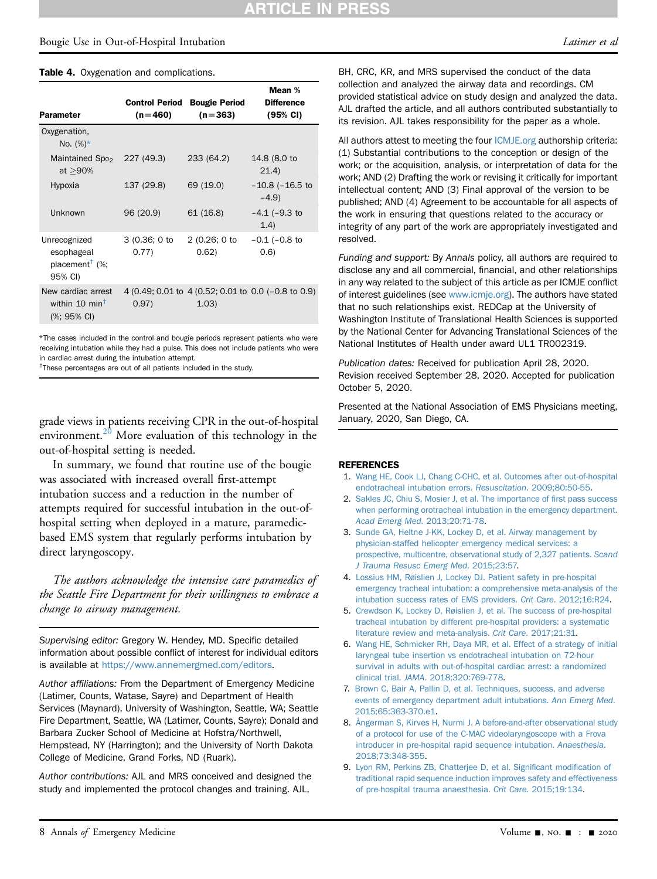**Table 4.** Oxygenation and complications.

| Parameter | Control Period (n=460) | Bougie Period (n=363) | Mean % Difference (95% CI) |
|---|---|---|---|
| Oxygenation, No. (%)* | | | |
| Maintained $SpO_2$ at ≥90% | 227 (49.3) | 233 (64.2) | 14.8 (8.0 to 21.4) |
| Hypoxia | 137 (29.8) | 69 (19.0) | −10.8 (−16.5 to −4.9) |
| Unknown | 96 (20.9) | 61 (16.8) | −4.1 (−9.3 to 1.4) |
| Unrecognized esophageal placement† (%; 95% CI) | 3 (0.36; 0 to 0.77) | 2 (0.26; 0 to 0.62) | −0.1 (−0.8 to 0.6) |
| New cardiac arrest within 10 min† (%; 95% CI) | 4 (0.49; 0.01 to 0.97) | 4 (0.52; 0.01 to 1.03) | 0.0 (−0.8 to 0.9) |

*The cases included in the control and bougie periods represent patients who were receiving intubation while they had a pulse. This does not include patients who were in cardiac arrest during the intubation attempt.
†These percentages are out of all patients included in the study.

grade views in patients receiving CPR in the out-of-hospital environment.[20] More evaluation of this technology in the out-of-hospital setting is needed.

In summary, we found that routine use of the bougie was associated with increased overall first-attempt intubation success and a reduction in the number of attempts required for successful intubation in the out-of-hospital setting when deployed in a mature, paramedic-based EMS system that regularly performs intubation by direct laryngoscopy.

*The authors acknowledge the intensive care paramedics of the Seattle Fire Department for their willingness to embrace a change to airway management.*

*Supervising editor:* Gregory W. Hendey, MD. Specific detailed information about possible conflict of interest for individual editors is available at https://www.annemergmed.com/editors.

*Author affiliations:* From the Department of Emergency Medicine (Latimer, Counts, Watase, Sayre) and Department of Health Services (Maynard), University of Washington, Seattle, WA; Seattle Fire Department, Seattle, WA (Latimer, Counts, Sayre); Donald and Barbara Zucker School of Medicine at Hofstra/Northwell, Hempstead, NY (Harrington); and the University of North Dakota College of Medicine, Grand Forks, ND (Ruark).

*Author contributions:* AJL and MRS conceived and designed the study and implemented the protocol changes and training. AJL, BH, CRC, KR, and MRS supervised the conduct of the data collection and analyzed the airway data and recordings. CM provided statistical advice on study design and analyzed the data. AJL drafted the article, and all authors contributed substantially to its revision. AJL takes responsibility for the paper as a whole.

All authors attest to meeting the four ICMJE.org authorship criteria: (1) Substantial contributions to the conception or design of the work; or the acquisition, analysis, or interpretation of data for the work; AND (2) Drafting the work or revising it critically for important intellectual content; AND (3) Final approval of the version to be published; AND (4) Agreement to be accountable for all aspects of the work in ensuring that questions related to the accuracy or integrity of any part of the work are appropriately investigated and resolved.

*Funding and support:* By *Annals* policy, all authors are required to disclose any and all commercial, financial, and other relationships in any way related to the subject of this article as per ICMJE conflict of interest guidelines (see www.icmje.org). The authors have stated that no such relationships exist. REDCap at the University of Washington Institute of Translational Health Sciences is supported by the National Center for Advancing Translational Sciences of the National Institutes of Health under award UL1 TR002319.

*Publication dates:* Received for publication April 28, 2020. Revision received September 28, 2020. Accepted for publication October 5, 2020.

Presented at the National Association of EMS Physicians meeting, January, 2020, San Diego, CA.

## REFERENCES

1. Wang HE, Cook LJ, Chang C-CHC, et al. Outcomes after out-of-hospital endotracheal intubation errors. *Resuscitation*. 2009;80:50-55.
2. Sakles JC, Chiu S, Mosier J, et al. The importance of first pass success when performing orotracheal intubation in the emergency department. *Acad Emerg Med*. 2013;20:71-78.
3. Sunde GA, Heltne J-KK, Lockey D, et al. Airway management by physician-staffed helicopter emergency medical services: a prospective, multicentre, observational study of 2,327 patients. *Scand J Trauma Resusc Emerg Med*. 2015;23:57.
4. Lossius HM, Røislien J, Lockey DJ. Patient safety in pre-hospital emergency tracheal intubation: a comprehensive meta-analysis of the intubation success rates of EMS providers. *Crit Care*. 2012;16:R24.
5. Crewdson K, Lockey D, Røislien J, et al. The success of pre-hospital tracheal intubation by different pre-hospital providers: a systematic literature review and meta-analysis. *Crit Care*. 2017;21:31.
6. Wang HE, Schmicker RH, Daya MR, et al. Effect of a strategy of initial laryngeal tube insertion vs endotracheal intubation on 72-hour survival in adults with out-of-hospital cardiac arrest: a randomized clinical trial. *JAMA*. 2018;320:769-778.
7. Brown C, Bair A, Pallin D, et al. Techniques, success, and adverse events of emergency department adult intubations. *Ann Emerg Med*. 2015;65:363-370.e1.
8. Ångerman S, Kirves H, Nurmi J. A before-and-after observational study of a protocol for use of the C-MAC videolaryngoscope with a Frova introducer in pre-hospital rapid sequence intubation. *Anaesthesia*. 2018;73:348-355.
9. Lyon RM, Perkins ZB, Chatterjee D, et al. Significant modification of traditional rapid sequence induction improves safety and effectiveness of pre-hospital trauma anaesthesia. *Crit Care*. 2015;19:134.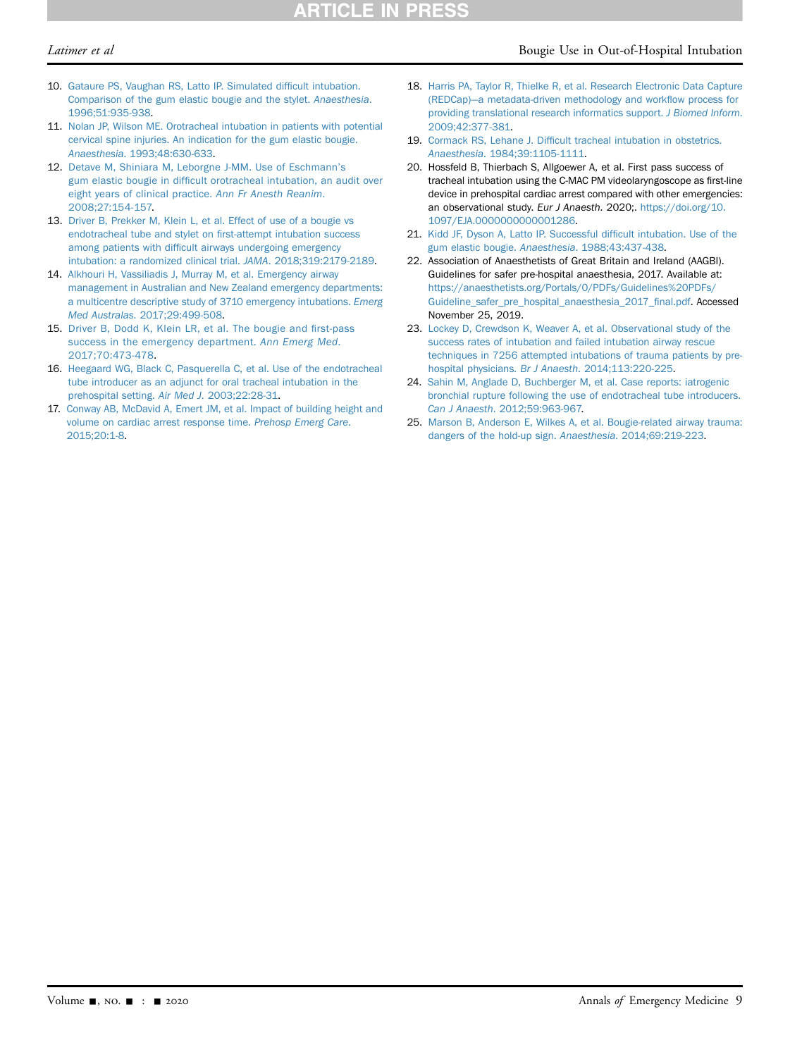10. Gataure PS, Vaughan RS, Latto IP. Simulated difficult intubation. Comparison of the gum elastic bougie and the stylet. *Anaesthesia*. 1996;51:935-938.
11. Nolan JP, Wilson ME. Orotracheal intubation in patients with potential cervical spine injuries. An indication for the gum elastic bougie. *Anaesthesia*. 1993;48:630-633.
12. Detave M, Shiniara M, Leborgne J-MM. Use of Eschmann's gum elastic bougie in difficult orotracheal intubation, an audit over eight years of clinical practice. *Ann Fr Anesth Reanim*. 2008;27:154-157.
13. Driver B, Prekker M, Klein L, et al. Effect of use of a bougie vs endotracheal tube and stylet on first-attempt intubation success among patients with difficult airways undergoing emergency intubation: a randomized clinical trial. *JAMA*. 2018;319:2179-2189.
14. Alkhouri H, Vassiliadis J, Murray M, et al. Emergency airway management in Australian and New Zealand emergency departments: a multicentre descriptive study of 3710 emergency intubations. *Emerg Med Australas*. 2017;29:499-508.
15. Driver B, Dodd K, Klein LR, et al. The bougie and first-pass success in the emergency department. *Ann Emerg Med*. 2017;70:473-478.
16. Heegaard WG, Black C, Pasquerella C, et al. Use of the endotracheal tube introducer as an adjunct for oral tracheal intubation in the prehospital setting. *Air Med J*. 2003;22:28-31.
17. Conway AB, McDavid A, Emert JM, et al. Impact of building height and volume on cardiac arrest response time. *Prehosp Emerg Care*. 2015;20:1-8.
18. Harris PA, Taylor R, Thielke R, et al. Research Electronic Data Capture (REDCap)—a metadata-driven methodology and workflow process for providing translational research informatics support. *J Biomed Inform*. 2009;42:377-381.
19. Cormack RS, Lehane J. Difficult tracheal intubation in obstetrics. *Anaesthesia*. 1984;39:1105-1111.
20. Hossfeld B, Thierbach S, Allgoewer A, et al. First pass success of tracheal intubation using the C-MAC PM videolaryngoscope as first-line device in prehospital cardiac arrest compared with other emergencies: an observational study. *Eur J Anaesth*. 2020;. https://doi.org/10.1097/EJA.0000000000001286.
21. Kidd JF, Dyson A, Latto IP. Successful difficult intubation. Use of the gum elastic bougie. *Anaesthesia*. 1988;43:437-438.
22. Association of Anaesthetists of Great Britain and Ireland (AAGBI). Guidelines for safer pre-hospital anaesthesia, 2017. Available at: https://anaesthetists.org/Portals/0/PDFs/Guidelines%20PDFs/Guideline_safer_pre_hospital_anaesthesia_2017_final.pdf. Accessed November 25, 2019.
23. Lockey D, Crewdson K, Weaver A, et al. Observational study of the success rates of intubation and failed intubation airway rescue techniques in 7256 attempted intubations of trauma patients by pre-hospital physicians. *Br J Anaesth*. 2014;113:220-225.
24. Sahin M, Anglade D, Buchberger M, et al. Case reports: iatrogenic bronchial rupture following the use of endotracheal tube introducers. *Can J Anaesth*. 2012;59:963-967.
25. Marson B, Anderson E, Wilkes A, et al. Bougie-related airway trauma: dangers of the hold-up sign. *Anaesthesia*. 2014;69:219-223.